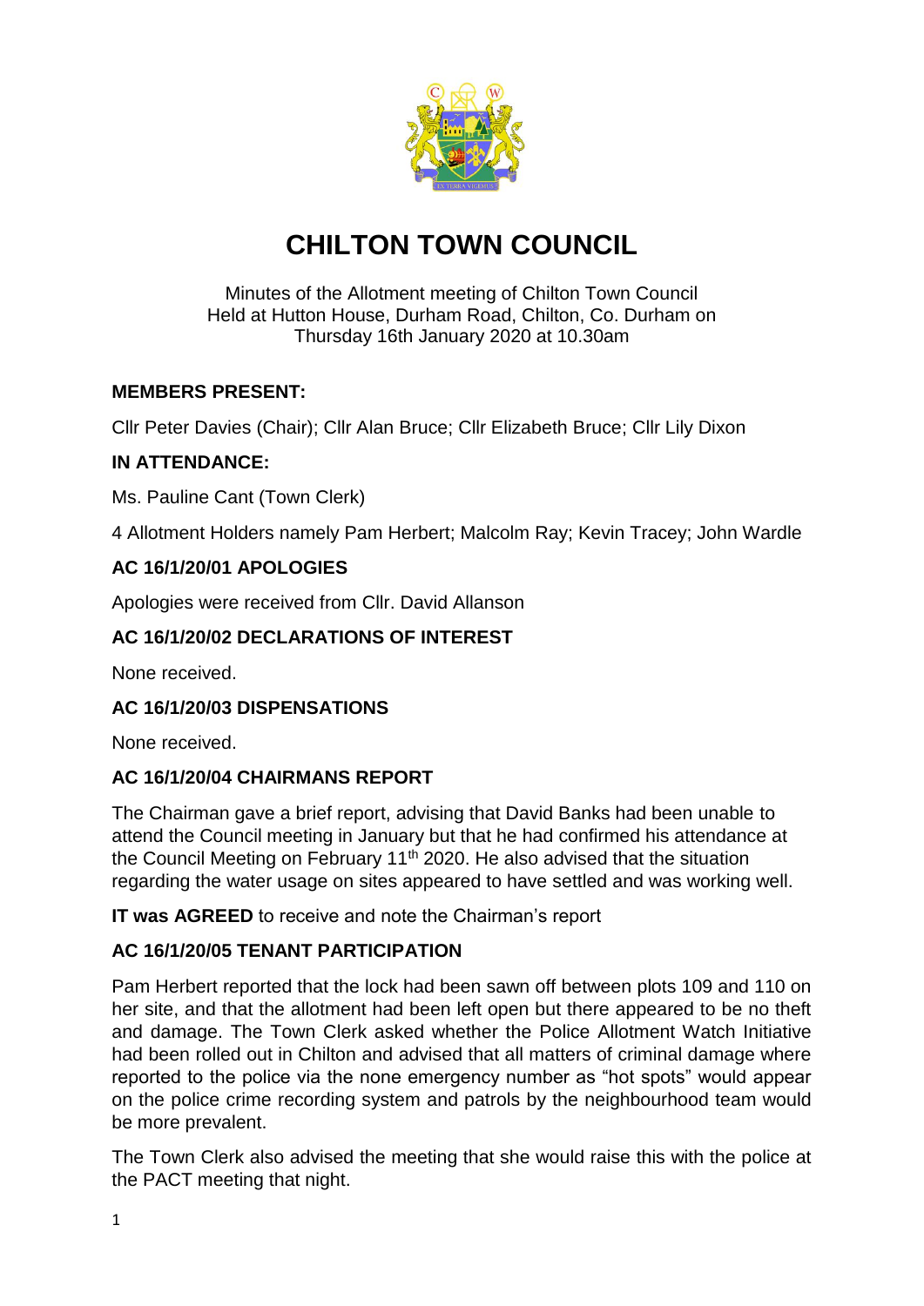# CHILTON TOWN COUNCIL

Minutes of the Allotment meeting of Chilton Town Council
Held at Hutton House, Durham Road, Chilton, Co. Durham on
Thursday 16th January 2020 at 10.30am

**MEMBERS PRESENT:**

Cllr Peter Davies (Chair); Cllr Alan Bruce; Cllr Elizabeth Bruce; Cllr Lily Dixon

**IN ATTENDANCE:**

Ms. Pauline Cant (Town Clerk)

4 Allotment Holders namely Pam Herbert; Malcolm Ray; Kevin Tracey; John Wardle

**AC 16/1/20/01 APOLOGIES**

Apologies were received from Cllr. David Allanson

**AC 16/1/20/02 DECLARATIONS OF INTEREST**

None received.

**AC 16/1/20/03 DISPENSATIONS**

None received.

**AC 16/1/20/04 CHAIRMANS REPORT**

The Chairman gave a brief report, advising that David Banks had been unable to attend the Council meeting in January but that he had confirmed his attendance at the Council Meeting on February 11th 2020. He also advised that the situation regarding the water usage on sites appeared to have settled and was working well.

**IT was AGREED** to receive and note the Chairman's report

**AC 16/1/20/05 TENANT PARTICIPATION**

Pam Herbert reported that the lock had been sawn off between plots 109 and 110 on her site, and that the allotment had been left open but there appeared to be no theft and damage. The Town Clerk asked whether the Police Allotment Watch Initiative had been rolled out in Chilton and advised that all matters of criminal damage where reported to the police via the none emergency number as "hot spots" would appear on the police crime recording system and patrols by the neighbourhood team would be more prevalent.

The Town Clerk also advised the meeting that she would raise this with the police at the PACT meeting that night.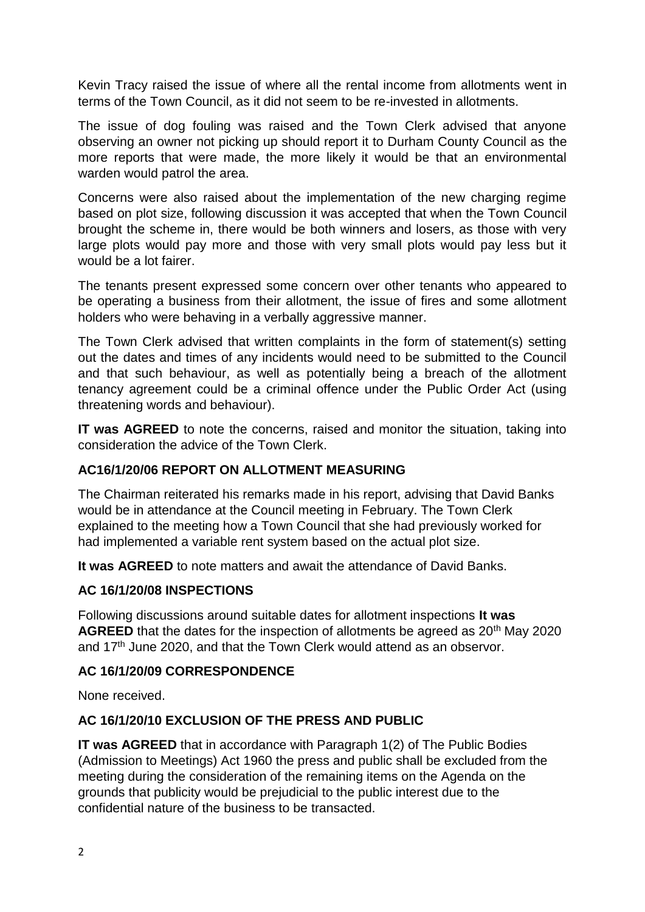Kevin Tracy raised the issue of where all the rental income from allotments went in terms of the Town Council, as it did not seem to be re-invested in allotments.

The issue of dog fouling was raised and the Town Clerk advised that anyone observing an owner not picking up should report it to Durham County Council as the more reports that were made, the more likely it would be that an environmental warden would patrol the area.

Concerns were also raised about the implementation of the new charging regime based on plot size, following discussion it was accepted that when the Town Council brought the scheme in, there would be both winners and losers, as those with very large plots would pay more and those with very small plots would pay less but it would be a lot fairer.

The tenants present expressed some concern over other tenants who appeared to be operating a business from their allotment, the issue of fires and some allotment holders who were behaving in a verbally aggressive manner.

The Town Clerk advised that written complaints in the form of statement(s) setting out the dates and times of any incidents would need to be submitted to the Council and that such behaviour, as well as potentially being a breach of the allotment tenancy agreement could be a criminal offence under the Public Order Act (using threatening words and behaviour).

**IT was AGREED** to note the concerns, raised and monitor the situation, taking into consideration the advice of the Town Clerk.

### AC16/1/20/06 REPORT ON ALLOTMENT MEASURING

The Chairman reiterated his remarks made in his report, advising that David Banks would be in attendance at the Council meeting in February. The Town Clerk explained to the meeting how a Town Council that she had previously worked for had implemented a variable rent system based on the actual plot size.

**It was AGREED** to note matters and await the attendance of David Banks.

### AC 16/1/20/08 INSPECTIONS

Following discussions around suitable dates for allotment inspections **It was AGREED** that the dates for the inspection of allotments be agreed as 20th May 2020 and 17th June 2020, and that the Town Clerk would attend as an observor.

### AC 16/1/20/09 CORRESPONDENCE

None received.

### AC 16/1/20/10 EXCLUSION OF THE PRESS AND PUBLIC

**IT was AGREED** that in accordance with Paragraph 1(2) of The Public Bodies (Admission to Meetings) Act 1960 the press and public shall be excluded from the meeting during the consideration of the remaining items on the Agenda on the grounds that publicity would be prejudicial to the public interest due to the confidential nature of the business to be transacted.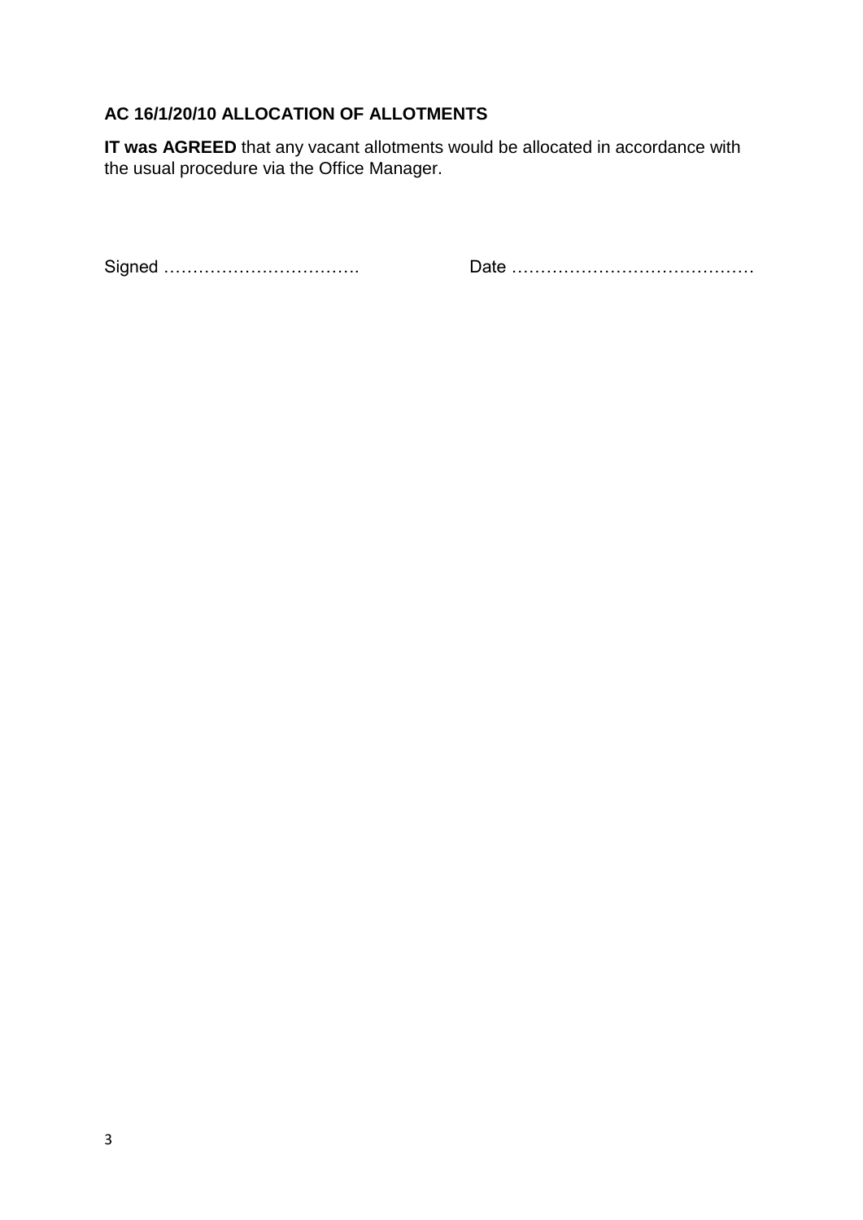**AC 16/1/20/10 ALLOCATION OF ALLOTMENTS**

**IT was AGREED** that any vacant allotments would be allocated in accordance with the usual procedure via the Office Manager.

Signed ……………………………. Date ……………………………………